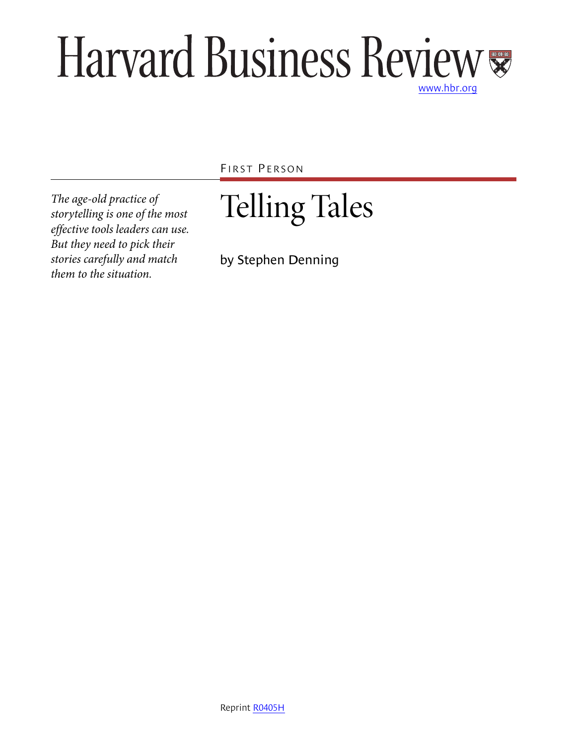# Harvard Business Review

www.hbr.org

FIRST PERSON

## Telling Tales

by Stephen Denning

*The age-old practice of storytelling is one of the most effective tools leaders can use. But they need to pick their stories carefully and match them to the situation.*

Reprint R0405H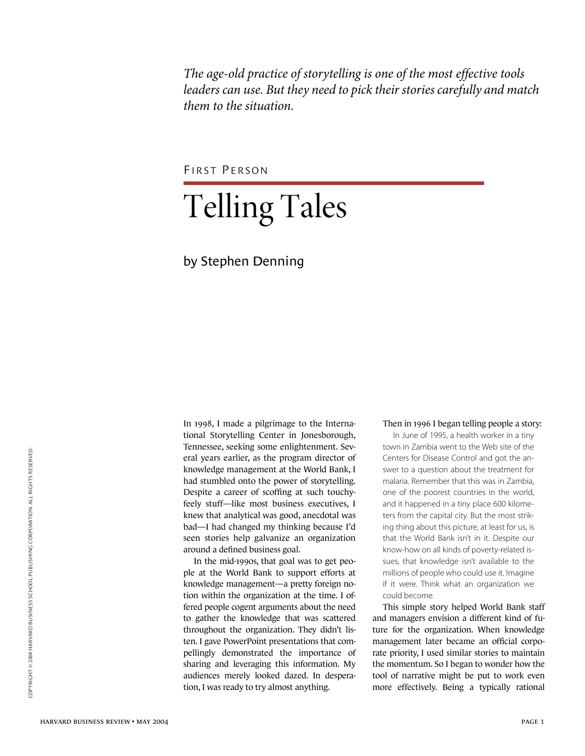*The age-old practice of storytelling is one of the most effective tools leaders can use. But they need to pick their stories carefully and match them to the situation.*

FIRST PERSON

# Telling Tales

by Stephen Denning

In 1998, I made a pilgrimage to the International Storytelling Center in Jonesborough, Tennessee, seeking some enlightenment. Several years earlier, as the program director of knowledge management at the World Bank, I had stumbled onto the power of storytelling. Despite a career of scoffing at such touchy-feely stuff—like most business executives, I knew that analytical was good, anecdotal was bad—I had changed my thinking because I'd seen stories help galvanize an organization around a defined business goal.

In the mid-1990s, that goal was to get people at the World Bank to support efforts at knowledge management—a pretty foreign notion within the organization at the time. I offered people cogent arguments about the need to gather the knowledge that was scattered throughout the organization. They didn't listen. I gave PowerPoint presentations that compellingly demonstrated the importance of sharing and leveraging this information. My audiences merely looked dazed. In desperation, I was ready to try almost anything.

Then in 1996 I began telling people a story:

> In June of 1995, a health worker in a tiny town in Zambia went to the Web site of the Centers for Disease Control and got the answer to a question about the treatment for malaria. Remember that this was in Zambia, one of the poorest countries in the world, and it happened in a tiny place 600 kilometers from the capital city. But the most striking thing about this picture, at least for us, is that the World Bank isn't in it. Despite our know-how on all kinds of poverty-related issues, that knowledge isn't available to the millions of people who could use it. Imagine if it were. Think what an organization we could become.

This simple story helped World Bank staff and managers envision a different kind of future for the organization. When knowledge management later became an official corporate priority, I used similar stories to maintain the momentum. So I began to wonder how the tool of narrative might be put to work even more effectively. Being a typically rational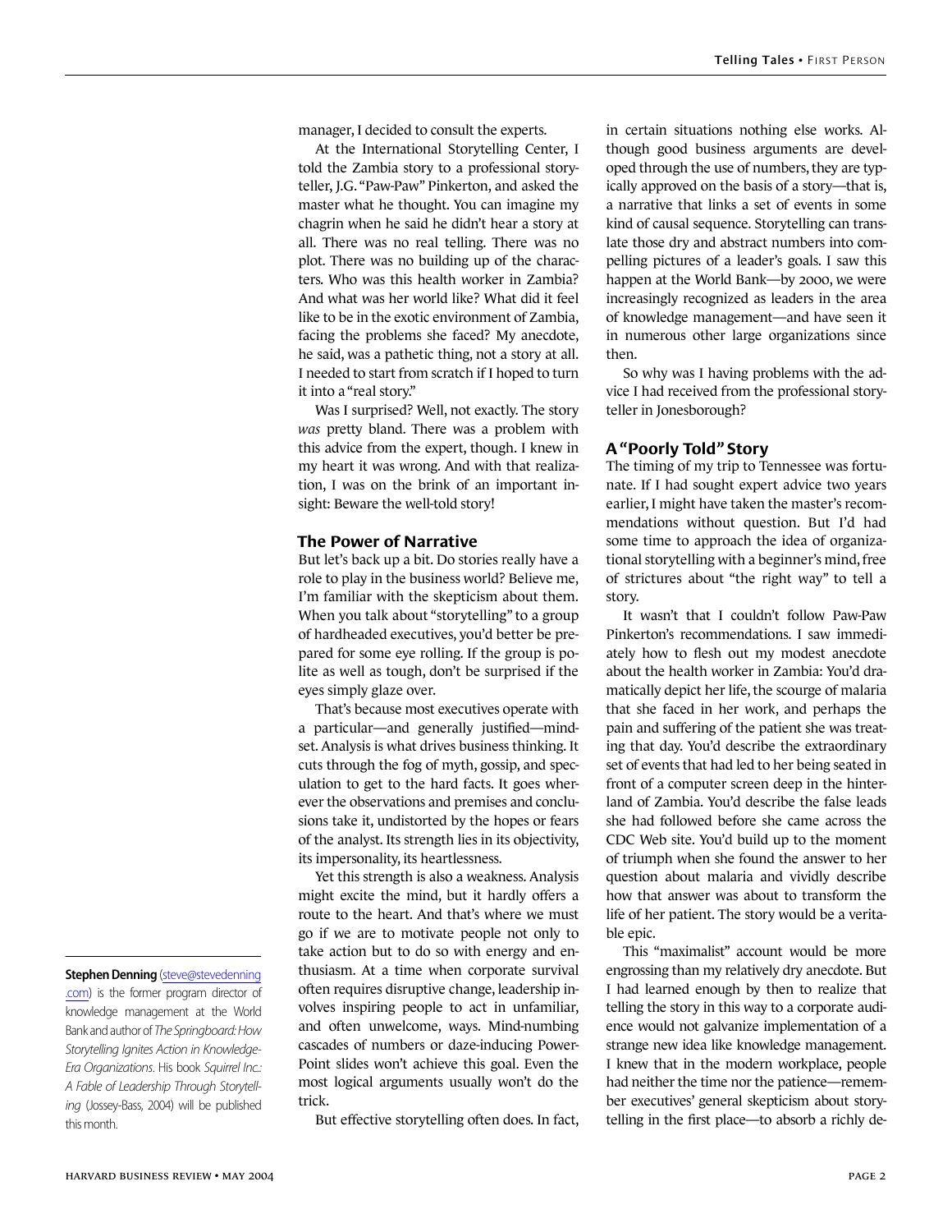manager, I decided to consult the experts.

At the International Storytelling Center, I told the Zambia story to a professional storyteller, J.G. "Paw-Paw" Pinkerton, and asked the master what he thought. You can imagine my chagrin when he said he didn't hear a story at all. There was no real telling. There was no plot. There was no building up of the characters. Who was this health worker in Zambia? And what was her world like? What did it feel like to be in the exotic environment of Zambia, facing the problems she faced? My anecdote, he said, was a pathetic thing, not a story at all. I needed to start from scratch if I hoped to turn it into a "real story."

Was I surprised? Well, not exactly. The story *was* pretty bland. There was a problem with this advice from the expert, though. I knew in my heart it was wrong. And with that realization, I was on the brink of an important insight: Beware the well-told story!

## The Power of Narrative

But let's back up a bit. Do stories really have a role to play in the business world? Believe me, I'm familiar with the skepticism about them. When you talk about "storytelling" to a group of hardheaded executives, you'd better be prepared for some eye rolling. If the group is polite as well as tough, don't be surprised if the eyes simply glaze over.

That's because most executives operate with a particular—and generally justified—mindset. Analysis is what drives business thinking. It cuts through the fog of myth, gossip, and speculation to get to the hard facts. It goes wherever the observations and premises and conclusions take it, undistorted by the hopes or fears of the analyst. Its strength lies in its objectivity, its impersonality, its heartlessness.

Yet this strength is also a weakness. Analysis might excite the mind, but it hardly offers a route to the heart. And that's where we must go if we are to motivate people not only to take action but to do so with energy and enthusiasm. At a time when corporate survival often requires disruptive change, leadership involves inspiring people to act in unfamiliar, and often unwelcome, ways. Mind-numbing cascades of numbers or daze-inducing PowerPoint slides won't achieve this goal. Even the most logical arguments usually won't do the trick.

But effective storytelling often does. In fact, in certain situations nothing else works. Although good business arguments are developed through the use of numbers, they are typically approved on the basis of a story—that is, a narrative that links a set of events in some kind of causal sequence. Storytelling can translate those dry and abstract numbers into compelling pictures of a leader's goals. I saw this happen at the World Bank—by 2000, we were increasingly recognized as leaders in the area of knowledge management—and have seen it in numerous other large organizations since then.

So why was I having problems with the advice I had received from the professional storyteller in Jonesborough?

## A "Poorly Told" Story

The timing of my trip to Tennessee was fortunate. If I had sought expert advice two years earlier, I might have taken the master's recommendations without question. But I'd had some time to approach the idea of organizational storytelling with a beginner's mind, free of strictures about "the right way" to tell a story.

It wasn't that I couldn't follow Paw-Paw Pinkerton's recommendations. I saw immediately how to flesh out my modest anecdote about the health worker in Zambia: You'd dramatically depict her life, the scourge of malaria that she faced in her work, and perhaps the pain and suffering of the patient she was treating that day. You'd describe the extraordinary set of events that had led to her being seated in front of a computer screen deep in the hinterland of Zambia. You'd describe the false leads she had followed before she came across the CDC Web site. You'd build up to the moment of triumph when she found the answer to her question about malaria and vividly describe how that answer was about to transform the life of her patient. The story would be a veritable epic.

This "maximalist" account would be more engrossing than my relatively dry anecdote. But I had learned enough by then to realize that telling the story in this way to a corporate audience would not galvanize implementation of a strange new idea like knowledge management. I knew that in the modern workplace, people had neither the time nor the patience—remember executives' general skepticism about storytelling in the first place—to absorb a richly de-

---

**Stephen Denning** (steve@stevedenning.com) is the former program director of knowledge management at the World Bank and author of *The Springboard: How Storytelling Ignites Action in Knowledge-Era Organizations.* His book *Squirrel Inc.: A Fable of Leadership Through Storytelling* (Jossey-Bass, 2004) will be published this month.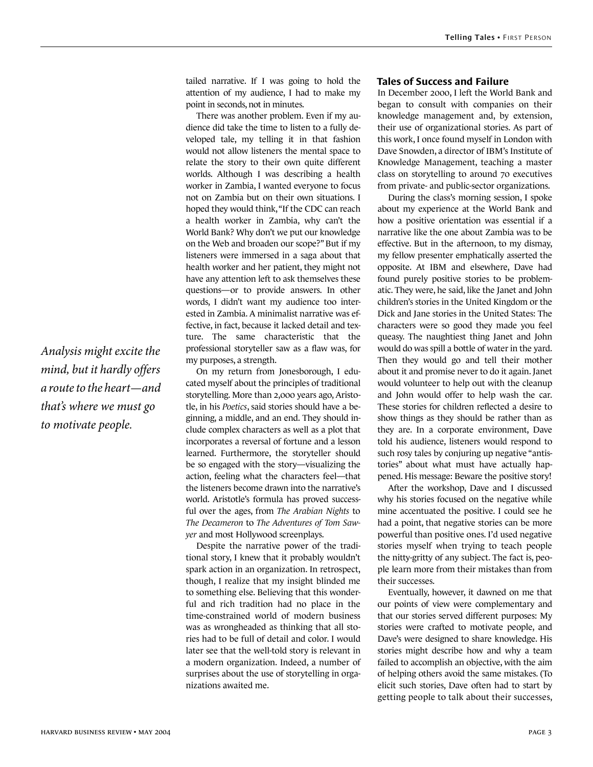tailed narrative. If I was going to hold the attention of my audience, I had to make my point in seconds, not in minutes.

There was another problem. Even if my audience did take the time to listen to a fully developed tale, my telling it in that fashion would not allow listeners the mental space to relate the story to their own quite different worlds. Although I was describing a health worker in Zambia, I wanted everyone to focus not on Zambia but on their own situations. I hoped they would think, "If the CDC can reach a health worker in Zambia, why can't the World Bank? Why don't we put our knowledge on the Web and broaden our scope?" But if my listeners were immersed in a saga about that health worker and her patient, they might not have any attention left to ask themselves these questions—or to provide answers. In other words, I didn't want my audience too interested in Zambia. A minimalist narrative was effective, in fact, because it lacked detail and texture. The same characteristic that the professional storyteller saw as a flaw was, for my purposes, a strength.

*Analysis might excite the mind, but it hardly offers a route to the heart—and that's where we must go to motivate people.*

On my return from Jonesborough, I educated myself about the principles of traditional storytelling. More than 2,000 years ago, Aristotle, in his *Poetics*, said stories should have a beginning, a middle, and an end. They should include complex characters as well as a plot that incorporates a reversal of fortune and a lesson learned. Furthermore, the storyteller should be so engaged with the story—visualizing the action, feeling what the characters feel—that the listeners become drawn into the narrative's world. Aristotle's formula has proved successful over the ages, from *The Arabian Nights* to *The Decameron* to *The Adventures of Tom Sawyer* and most Hollywood screenplays.

Despite the narrative power of the traditional story, I knew that it probably wouldn't spark action in an organization. In retrospect, though, I realize that my insight blinded me to something else. Believing that this wonderful and rich tradition had no place in the time-constrained world of modern business was as wrongheaded as thinking that all stories had to be full of detail and color. I would later see that the well-told story is relevant in a modern organization. Indeed, a number of surprises about the use of storytelling in organizations awaited me.

## Tales of Success and Failure

In December 2000, I left the World Bank and began to consult with companies on their knowledge management and, by extension, their use of organizational stories. As part of this work, I once found myself in London with Dave Snowden, a director of IBM's Institute of Knowledge Management, teaching a master class on storytelling to around 70 executives from private- and public-sector organizations.

During the class's morning session, I spoke about my experience at the World Bank and how a positive orientation was essential if a narrative like the one about Zambia was to be effective. But in the afternoon, to my dismay, my fellow presenter emphatically asserted the opposite. At IBM and elsewhere, Dave had found purely positive stories to be problematic. They were, he said, like the Janet and John children's stories in the United Kingdom or the Dick and Jane stories in the United States: The characters were so good they made you feel queasy. The naughtiest thing Janet and John would do was spill a bottle of water in the yard. Then they would go and tell their mother about it and promise never to do it again. Janet would volunteer to help out with the cleanup and John would offer to help wash the car. These stories for children reflected a desire to show things as they should be rather than as they are. In a corporate environment, Dave told his audience, listeners would respond to such rosy tales by conjuring up negative "antistories" about what must have actually happened. His message: Beware the positive story!

After the workshop, Dave and I discussed why his stories focused on the negative while mine accentuated the positive. I could see he had a point, that negative stories can be more powerful than positive ones. I'd used negative stories myself when trying to teach people the nitty-gritty of any subject. The fact is, people learn more from their mistakes than from their successes.

Eventually, however, it dawned on me that our points of view were complementary and that our stories served different purposes: My stories were crafted to motivate people, and Dave's were designed to share knowledge. His stories might describe how and why a team failed to accomplish an objective, with the aim of helping others avoid the same mistakes. (To elicit such stories, Dave often had to start by getting people to talk about their successes,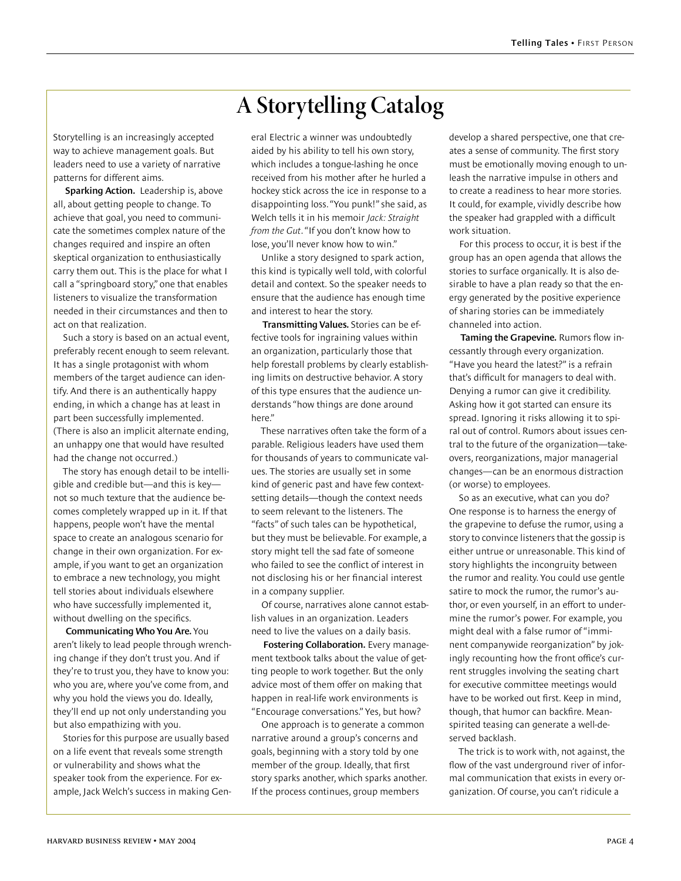# A Storytelling Catalog

Storytelling is an increasingly accepted way to achieve management goals. But leaders need to use a variety of narrative patterns for different aims.

**Sparking Action.** Leadership is, above all, about getting people to change. To achieve that goal, you need to communicate the sometimes complex nature of the changes required and inspire an often skeptical organization to enthusiastically carry them out. This is the place for what I call a "springboard story," one that enables listeners to visualize the transformation needed in their circumstances and then to act on that realization.

Such a story is based on an actual event, preferably recent enough to seem relevant. It has a single protagonist with whom members of the target audience can identify. And there is an authentically happy ending, in which a change has at least in part been successfully implemented. (There is also an implicit alternate ending, an unhappy one that would have resulted had the change not occurred.)

The story has enough detail to be intelligible and credible but—and this is key—not so much texture that the audience becomes completely wrapped up in it. If that happens, people won't have the mental space to create an analogous scenario for change in their own organization. For example, if you want to get an organization to embrace a new technology, you might tell stories about individuals elsewhere who have successfully implemented it, without dwelling on the specifics.

**Communicating Who You Are.** You aren't likely to lead people through wrenching change if they don't trust you. And if they're to trust you, they have to know you: who you are, where you've come from, and why you hold the views you do. Ideally, they'll end up not only understanding you but also empathizing with you.

Stories for this purpose are usually based on a life event that reveals some strength or vulnerability and shows what the speaker took from the experience. For example, Jack Welch's success in making General Electric a winner was undoubtedly aided by his ability to tell his own story, which includes a tongue-lashing he once received from his mother after he hurled a hockey stick across the ice in response to a disappointing loss. "You punk!" she said, as Welch tells it in his memoir *Jack: Straight from the Gut*. "If you don't know how to lose, you'll never know how to win."

Unlike a story designed to spark action, this kind is typically well told, with colorful detail and context. So the speaker needs to ensure that the audience has enough time and interest to hear the story.

**Transmitting Values.** Stories can be effective tools for ingraining values within an organization, particularly those that help forestall problems by clearly establishing limits on destructive behavior. A story of this type ensures that the audience understands "how things are done around here."

These narratives often take the form of a parable. Religious leaders have used them for thousands of years to communicate values. The stories are usually set in some kind of generic past and have few context-setting details—though the context needs to seem relevant to the listeners. The "facts" of such tales can be hypothetical, but they must be believable. For example, a story might tell the sad fate of someone who failed to see the conflict of interest in not disclosing his or her financial interest in a company supplier.

Of course, narratives alone cannot establish values in an organization. Leaders need to live the values on a daily basis.

**Fostering Collaboration.** Every management textbook talks about the value of getting people to work together. But the only advice most of them offer on making that happen in real-life work environments is "Encourage conversations." Yes, but how?

One approach is to generate a common narrative around a group's concerns and goals, beginning with a story told by one member of the group. Ideally, that first story sparks another, which sparks another. If the process continues, group members develop a shared perspective, one that creates a sense of community. The first story must be emotionally moving enough to unleash the narrative impulse in others and to create a readiness to hear more stories. It could, for example, vividly describe how the speaker had grappled with a difficult work situation.

For this process to occur, it is best if the group has an open agenda that allows the stories to surface organically. It is also desirable to have a plan ready so that the energy generated by the positive experience of sharing stories can be immediately channeled into action.

**Taming the Grapevine.** Rumors flow incessantly through every organization. "Have you heard the latest?" is a refrain that's difficult for managers to deal with. Denying a rumor can give it credibility. Asking how it got started can ensure its spread. Ignoring it risks allowing it to spiral out of control. Rumors about issues central to the future of the organization—takeovers, reorganizations, major managerial changes—can be an enormous distraction (or worse) to employees.

So as an executive, what can you do? One response is to harness the energy of the grapevine to defuse the rumor, using a story to convince listeners that the gossip is either untrue or unreasonable. This kind of story highlights the incongruity between the rumor and reality. You could use gentle satire to mock the rumor, the rumor's author, or even yourself, in an effort to undermine the rumor's power. For example, you might deal with a false rumor of "imminent companywide reorganization" by jokingly recounting how the front office's current struggles involving the seating chart for executive committee meetings would have to be worked out first. Keep in mind, though, that humor can backfire. Mean-spirited teasing can generate a well-deserved backlash.

The trick is to work with, not against, the flow of the vast underground river of informal communication that exists in every organization. Of course, you can't ridicule a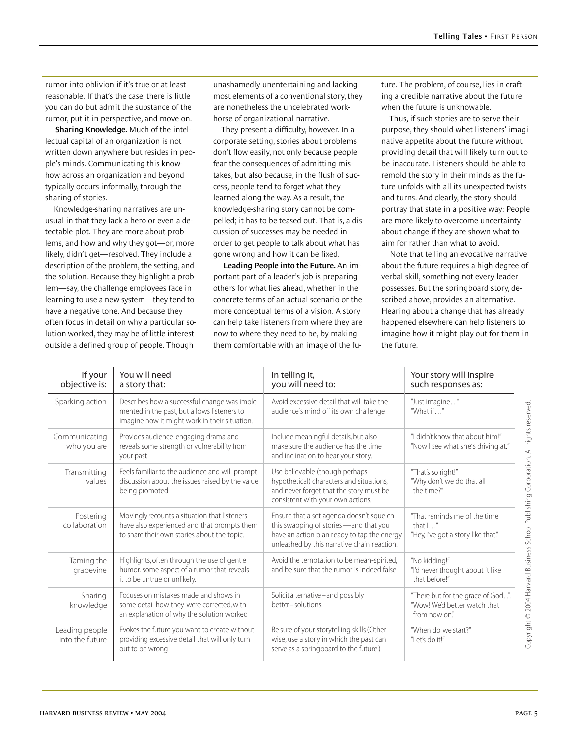rumor into oblivion if it's true or at least reasonable. If that's the case, there is little you can do but admit the substance of the rumor, put it in perspective, and move on.

**Sharing Knowledge.** Much of the intellectual capital of an organization is not written down anywhere but resides in people's minds. Communicating this know-how across an organization and beyond typically occurs informally, through the sharing of stories.

Knowledge-sharing narratives are unusual in that they lack a hero or even a detectable plot. They are more about problems, and how and why they got—or, more likely, didn't get—resolved. They include a description of the problem, the setting, and the solution. Because they highlight a problem—say, the challenge employees face in learning to use a new system—they tend to have a negative tone. And because they often focus in detail on why a particular solution worked, they may be of little interest outside a defined group of people. Though unashamedly unentertaining and lacking most elements of a conventional story, they are nonetheless the uncelebrated workhorse of organizational narrative.

They present a difficulty, however. In a corporate setting, stories about problems don't flow easily, not only because people fear the consequences of admitting mistakes, but also because, in the flush of success, people tend to forget what they learned along the way. As a result, the knowledge-sharing story cannot be compelled; it has to be teased out. That is, a discussion of successes may be needed in order to get people to talk about what has gone wrong and how it can be fixed.

**Leading People into the Future.** An important part of a leader's job is preparing others for what lies ahead, whether in the concrete terms of an actual scenario or the more conceptual terms of a vision. A story can help take listeners from where they are now to where they need to be, by making them comfortable with an image of the future. The problem, of course, lies in crafting a credible narrative about the future when the future is unknowable.

Thus, if such stories are to serve their purpose, they should whet listeners' imaginative appetite about the future without providing detail that will likely turn out to be inaccurate. Listeners should be able to remold the story in their minds as the future unfolds with all its unexpected twists and turns. And clearly, the story should portray that state in a positive way: People are more likely to overcome uncertainty about change if they are shown what to aim for rather than what to avoid.

Note that telling an evocative narrative about the future requires a high degree of verbal skill, something not every leader possesses. But the springboard story, described above, provides an alternative. Hearing about a change that has already happened elsewhere can help listeners to imagine how it might play out for them in the future.

| If your objective is: | You will need a story that: | In telling it, you will need to: | Your story will inspire such responses as: |
|---|---|---|---|
| Sparking action | Describes how a successful change was implemented in the past, but allows listeners to imagine how it might work in their situation. | Avoid excessive detail that will take the audience's mind off its own challenge | "Just imagine…" "What if…" |
| Communicating who you are | Provides audience-engaging drama and reveals some strength or vulnerability from your past | Include meaningful details, but also make sure the audience has the time and inclination to hear your story. | "I didn't know that about him!" "Now I see what she's driving at." |
| Transmitting values | Feels familiar to the audience and will prompt discussion about the issues raised by the value being promoted | Use believable (though perhaps hypothetical) characters and situations, and never forget that the story must be consistent with your own actions. | "That's so right!" "Why don't we do that all the time?" |
| Fostering collaboration | Movingly recounts a situation that listeners have also experienced and that prompts them to share their own stories about the topic. | Ensure that a set agenda doesn't squelch this swapping of stories—and that you have an action plan ready to tap the energy unleashed by this narrative chain reaction. | "That reminds me of the time that I…" "Hey, I've got a story like that." |
| Taming the grapevine | Highlights, often through the use of gentle humor, some aspect of a rumor that reveals it to be untrue or unlikely. | Avoid the temptation to be mean-spirited, and be sure that the rumor is indeed false | "No kidding!" "I'd never thought about it like that before!" |
| Sharing knowledge | Focuses on mistakes made and shows in some detail how they were corrected, with an explanation of why the solution worked | Solicit alternative–and possibly better–solutions. | "There but for the grace of God…". "Wow! We'd better watch that from now on." |
| Leading people into the future | Evokes the future you want to create without providing excessive detail that will only turn out to be wrong | Be sure of your storytelling skills (Otherwise, use a story in which the past can serve as a springboard to the future.) | "When do we start?" "Let's do it!" |

Copyright © 2004 Harvard Business School Publishing Corporation. All rights reserved.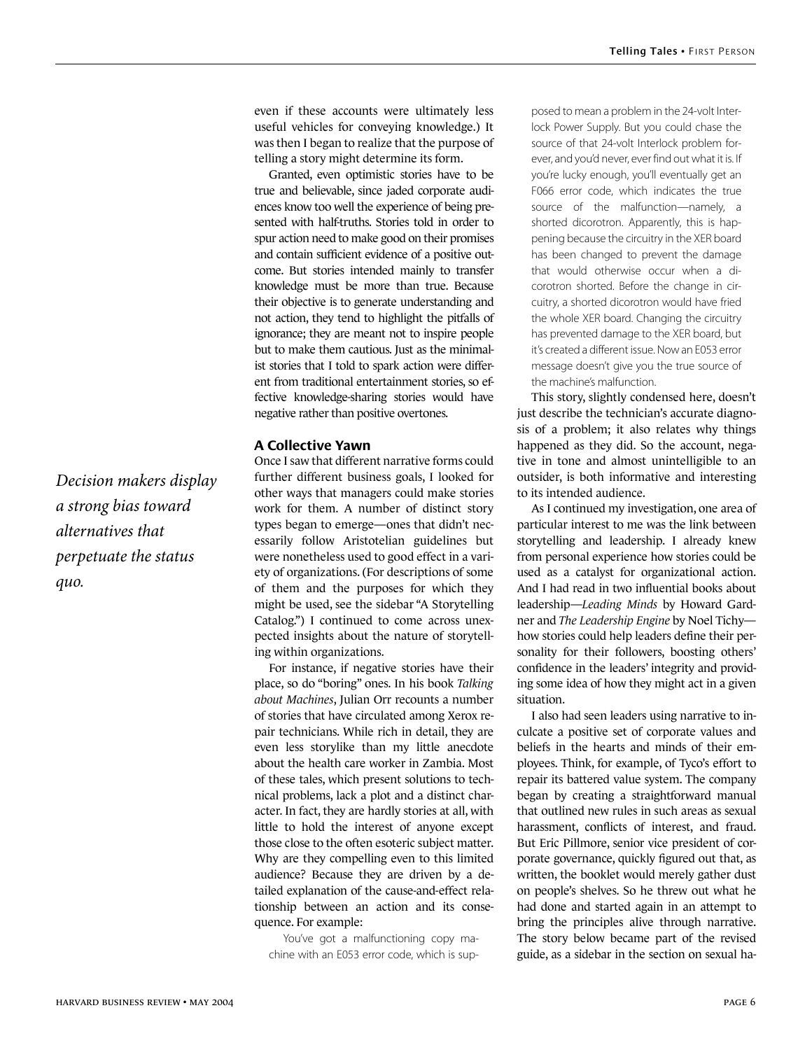even if these accounts were ultimately less useful vehicles for conveying knowledge.) It was then I began to realize that the purpose of telling a story might determine its form.

Granted, even optimistic stories have to be true and believable, since jaded corporate audiences know too well the experience of being presented with half-truths. Stories told in order to spur action need to make good on their promises and contain sufficient evidence of a positive outcome. But stories intended mainly to transfer knowledge must be more than true. Because their objective is to generate understanding and not action, they tend to highlight the pitfalls of ignorance; they are meant not to inspire people but to make them cautious. Just as the minimalist stories that I told to spark action were different from traditional entertainment stories, so effective knowledge-sharing stories would have negative rather than positive overtones.

### A Collective Yawn

Once I saw that different narrative forms could further different business goals, I looked for other ways that managers could make stories work for them. A number of distinct story types began to emerge—ones that didn't necessarily follow Aristotelian guidelines but were nonetheless used to good effect in a variety of organizations. (For descriptions of some of them and the purposes for which they might be used, see the sidebar "A Storytelling Catalog.") I continued to come across unexpected insights about the nature of storytelling within organizations.

*Decision makers display a strong bias toward alternatives that perpetuate the status quo.*

For instance, if negative stories have their place, so do "boring" ones. In his book *Talking about Machines*, Julian Orr recounts a number of stories that have circulated among Xerox repair technicians. While rich in detail, they are even less storylike than my little anecdote about the health care worker in Zambia. Most of these tales, which present solutions to technical problems, lack a plot and a distinct character. In fact, they are hardly stories at all, with little to hold the interest of anyone except those close to the often esoteric subject matter. Why are they compelling even to this limited audience? Because they are driven by a detailed explanation of the cause-and-effect relationship between an action and its consequence. For example:

> You've got a malfunctioning copy machine with an E053 error code, which is supposed to mean a problem in the 24-volt Interlock Power Supply. But you could chase the source of that 24-volt Interlock problem forever, and you'd never, ever find out what it is. If you're lucky enough, you'll eventually get an F066 error code, which indicates the true source of the malfunction—namely, a shorted dicorotron. Apparently, this is happening because the circuitry in the XER board has been changed to prevent the damage that would otherwise occur when a dicorotron shorted. Before the change in circuitry, a shorted dicorotron would have fried the whole XER board. Changing the circuitry has prevented damage to the XER board, but it's created a different issue. Now an E053 error message doesn't give you the true source of the machine's malfunction.

This story, slightly condensed here, doesn't just describe the technician's accurate diagnosis of a problem; it also relates why things happened as they did. So the account, negative in tone and almost unintelligible to an outsider, is both informative and interesting to its intended audience.

As I continued my investigation, one area of particular interest to me was the link between storytelling and leadership. I already knew from personal experience how stories could be used as a catalyst for organizational action. And I had read in two influential books about leadership—*Leading Minds* by Howard Gardner and *The Leadership Engine* by Noel Tichy—how stories could help leaders define their personality for their followers, boosting others' confidence in the leaders' integrity and providing some idea of how they might act in a given situation.

I also had seen leaders using narrative to inculcate a positive set of corporate values and beliefs in the hearts and minds of their employees. Think, for example, of Tyco's effort to repair its battered value system. The company began by creating a straightforward manual that outlined new rules in such areas as sexual harassment, conflicts of interest, and fraud. But Eric Pillmore, senior vice president of corporate governance, quickly figured out that, as written, the booklet would merely gather dust on people's shelves. So he threw out what he had done and started again in an attempt to bring the principles alive through narrative. The story below became part of the revised guide, as a sidebar in the section on sexual ha-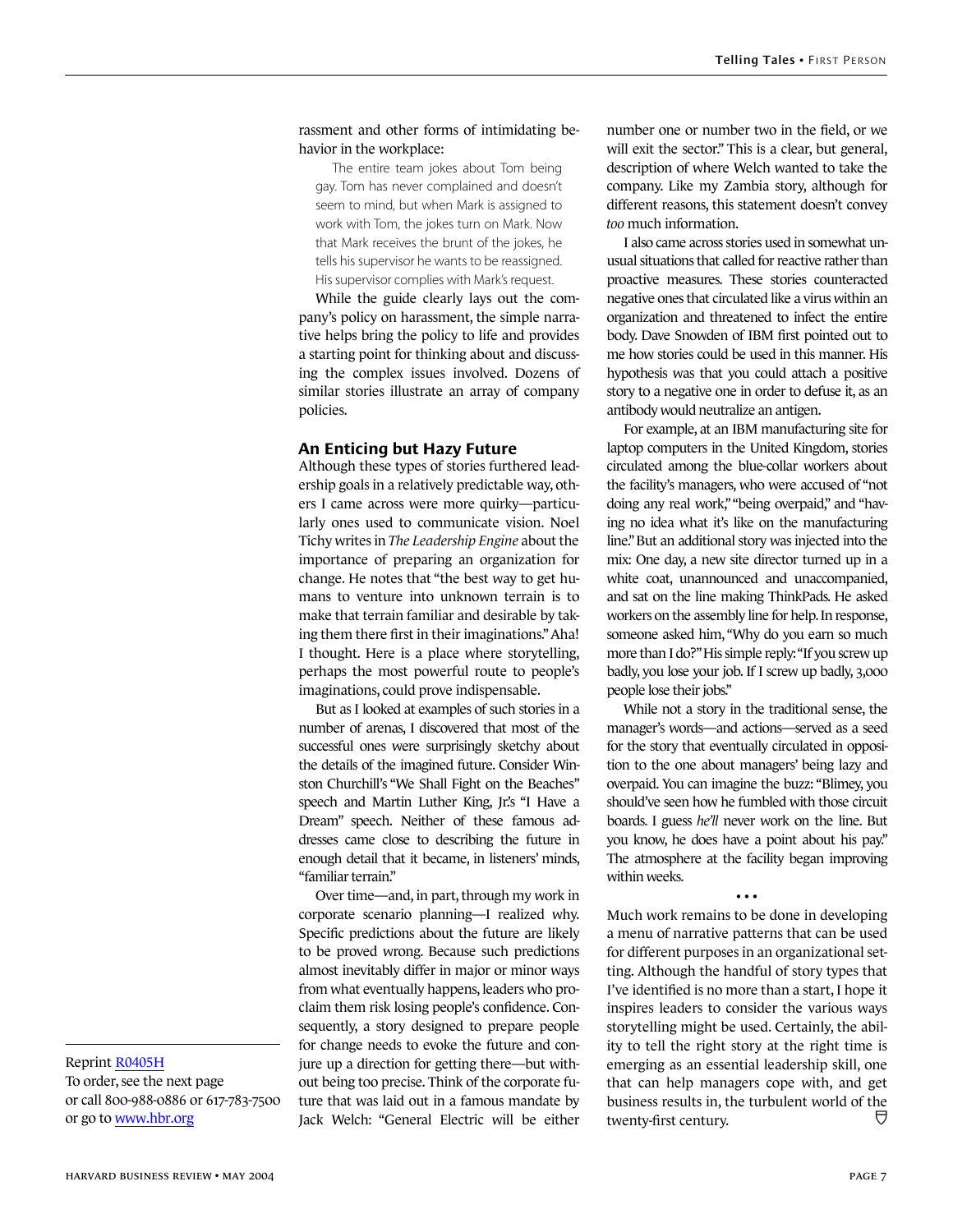rassment and other forms of intimidating behavior in the workplace:

> The entire team jokes about Tom being gay. Tom has never complained and doesn't seem to mind, but when Mark is assigned to work with Tom, the jokes turn on Mark. Now that Mark receives the brunt of the jokes, he tells his supervisor he wants to be reassigned. His supervisor complies with Mark's request.

While the guide clearly lays out the company's policy on harassment, the simple narrative helps bring the policy to life and provides a starting point for thinking about and discussing the complex issues involved. Dozens of similar stories illustrate an array of company policies.

## An Enticing but Hazy Future

Although these types of stories furthered leadership goals in a relatively predictable way, others I came across were more quirky—particularly ones used to communicate vision. Noel Tichy writes in *The Leadership Engine* about the importance of preparing an organization for change. He notes that "the best way to get humans to venture into unknown terrain is to make that terrain familiar and desirable by taking them there first in their imaginations." Aha! I thought. Here is a place where storytelling, perhaps the most powerful route to people's imaginations, could prove indispensable.

But as I looked at examples of such stories in a number of arenas, I discovered that most of the successful ones were surprisingly sketchy about the details of the imagined future. Consider Winston Churchill's "We Shall Fight on the Beaches" speech and Martin Luther King, Jr.'s "I Have a Dream" speech. Neither of these famous addresses came close to describing the future in enough detail that it became, in listeners' minds, "familiar terrain."

Over time—and, in part, through my work in corporate scenario planning—I realized why. Specific predictions about the future are likely to be proved wrong. Because such predictions almost inevitably differ in major or minor ways from what eventually happens, leaders who proclaim them risk losing people's confidence. Consequently, a story designed to prepare people for change needs to evoke the future and conjure up a direction for getting there—but without being too precise. Think of the corporate future that was laid out in a famous mandate by Jack Welch: "General Electric will be either number one or number two in the field, or we will exit the sector." This is a clear, but general, description of where Welch wanted to take the company. Like my Zambia story, although for different reasons, this statement doesn't convey *too* much information.

I also came across stories used in somewhat unusual situations that called for reactive rather than proactive measures. These stories counteracted negative ones that circulated like a virus within an organization and threatened to infect the entire body. Dave Snowden of IBM first pointed out to me how stories could be used in this manner. His hypothesis was that you could attach a positive story to a negative one in order to defuse it, as an antibody would neutralize an antigen.

For example, at an IBM manufacturing site for laptop computers in the United Kingdom, stories circulated among the blue-collar workers about the facility's managers, who were accused of "not doing any real work," "being overpaid," and "having no idea what it's like on the manufacturing line." But an additional story was injected into the mix: One day, a new site director turned up in a white coat, unannounced and unaccompanied, and sat on the line making ThinkPads. He asked workers on the assembly line for help. In response, someone asked him, "Why do you earn so much more than I do?" His simple reply: "If you screw up badly, you lose your job. If I screw up badly, 3,000 people lose their jobs."

While not a story in the traditional sense, the manager's words—and actions—served as a seed for the story that eventually circulated in opposition to the one about managers' being lazy and overpaid. You can imagine the buzz: "Blimey, you should've seen how he fumbled with those circuit boards. I guess *he'll* never work on the line. But you know, he does have a point about his pay." The atmosphere at the facility began improving within weeks.

• • •

Much work remains to be done in developing a menu of narrative patterns that can be used for different purposes in an organizational setting. Although the handful of story types that I've identified is no more than a start, I hope it inspires leaders to consider the various ways storytelling might be used. Certainly, the ability to tell the right story at the right time is emerging as an essential leadership skill, one that can help managers cope with, and get business results in, the turbulent world of the twenty-first century.

Reprint R0405H
To order, see the next page
or call 800-988-0886 or 617-783-7500
or go to www.hbr.org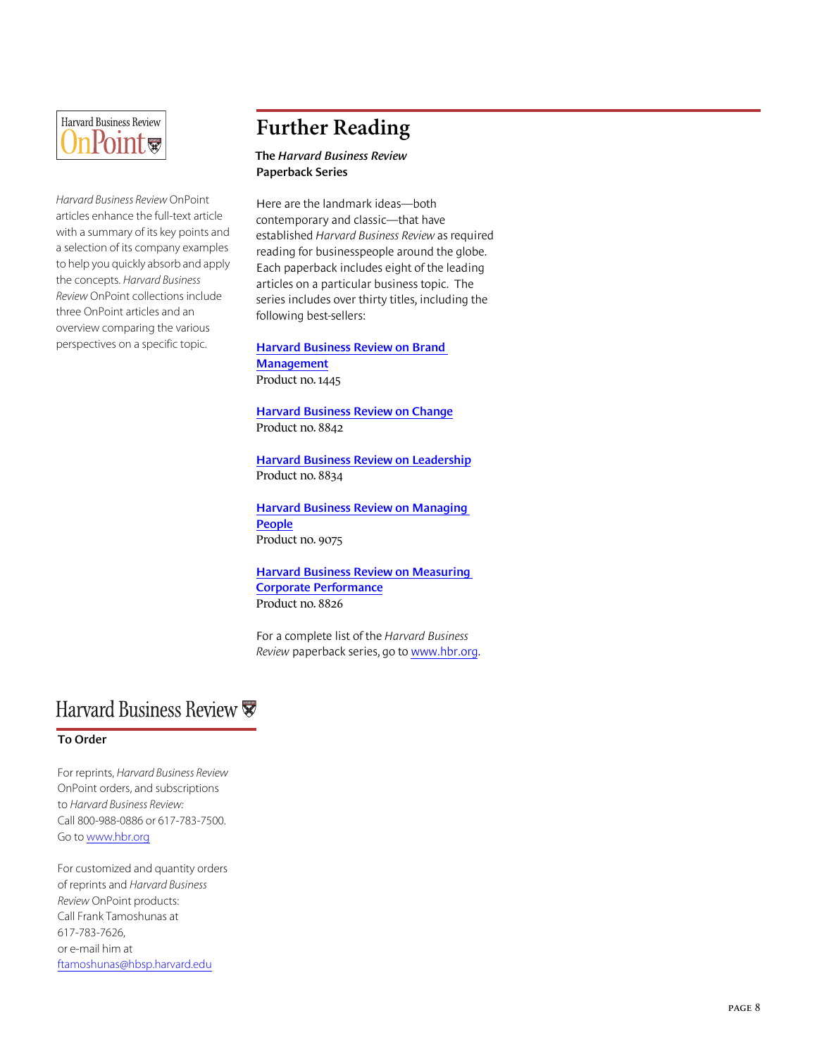Harvard Business Review OnPoint

*Harvard Business Review* OnPoint articles enhance the full-text article with a summary of its key points and a selection of its company examples to help you quickly absorb and apply the concepts. *Harvard Business Review* OnPoint collections include three OnPoint articles and an overview comparing the various perspectives on a specific topic.

# Further Reading

**The *Harvard Business Review* Paperback Series**

Here are the landmark ideas—both contemporary and classic—that have established *Harvard Business Review* as required reading for businesspeople around the globe. Each paperback includes eight of the leading articles on a particular business topic. The series includes over thirty titles, including the following best-sellers:

**Harvard Business Review on Brand Management**
Product no. 1445

**Harvard Business Review on Change**
Product no. 8842

**Harvard Business Review on Leadership**
Product no. 8834

**Harvard Business Review on Managing People**
Product no. 9075

**Harvard Business Review on Measuring Corporate Performance**
Product no. 8826

For a complete list of the *Harvard Business Review* paperback series, go to www.hbr.org.

Harvard Business Review

**To Order**

For reprints, *Harvard Business Review* OnPoint orders, and subscriptions to *Harvard Business Review:*
Call 800-988-0886 or 617-783-7500.
Go to www.hbr.org

For customized and quantity orders of reprints and *Harvard Business Review* OnPoint products:
Call Frank Tamoshunas at 617-783-7626,
or e-mail him at ftamoshunas@hbsp.harvard.edu